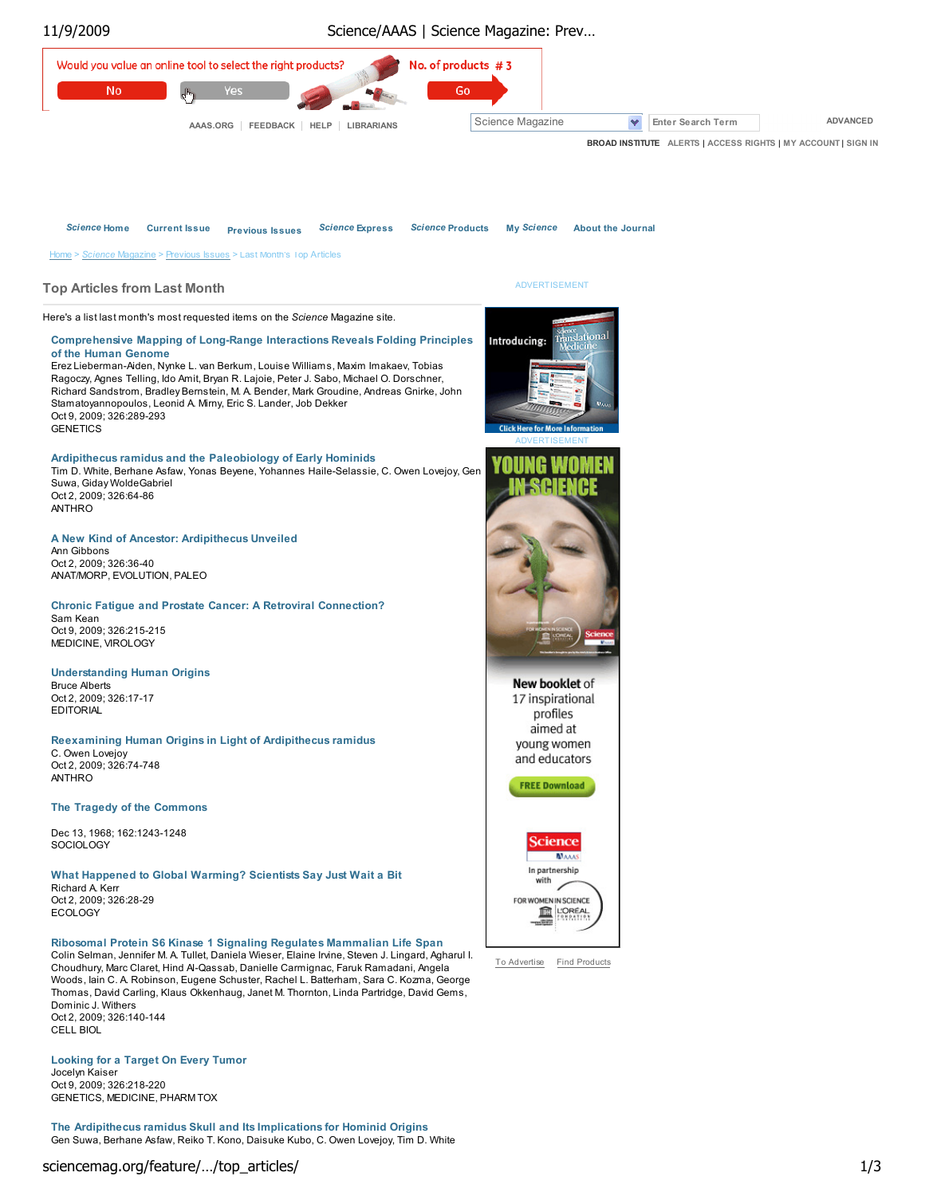# Top Articles from Last Month

Here's a list last month's most requested items on the *Science* Magazine site.

**Comprehensive Mapping of Long-Range Interactions Reveals Folding Principles of the Human Genome**
Erez Lieberman-Aiden, Nynke L. van Berkum, Louise Williams, Maxim Imakaev, Tobias Ragoczy, Agnes Telling, Ido Amit, Bryan R. Lajoie, Peter J. Sabo, Michael O. Dorschner, Richard Sandstrom, Bradley Bernstein, M. A. Bender, Mark Groudine, Andreas Gnirke, John Stamatoyannopoulos, Leonid A. Mirny, Eric S. Lander, Job Dekker
Oct 9, 2009; 326:289-293
GENETICS

**Ardipithecus ramidus and the Paleobiology of Early Hominids**
Tim D. White, Berhane Asfaw, Yonas Beyene, Yohannes Haile-Selassie, C. Owen Lovejoy, Gen Suwa, Giday WoldeGabriel
Oct 2, 2009; 326:64-86
ANTHRO

**A New Kind of Ancestor: Ardipithecus Unveiled**
Ann Gibbons
Oct 2, 2009; 326:36-40
ANAT/MORP, EVOLUTION, PALEO

**Chronic Fatigue and Prostate Cancer: A Retroviral Connection?**
Sam Kean
Oct 9, 2009; 326:215-215
MEDICINE, VIROLOGY

**Understanding Human Origins**
Bruce Alberts
Oct 2, 2009; 326:17-17
EDITORIAL

**Reexamining Human Origins in Light of Ardipithecus ramidus**
C. Owen Lovejoy
Oct 2, 2009; 326:74-748
ANTHRO

**The Tragedy of the Commons**

Dec 13, 1968; 162:1243-1248
SOCIOLOGY

**What Happened to Global Warming? Scientists Say Just Wait a Bit**
Richard A. Kerr
Oct 2, 2009; 326:28-29
ECOLOGY

**Ribosomal Protein S6 Kinase 1 Signaling Regulates Mammalian Life Span**
Colin Selman, Jennifer M. A. Tullet, Daniela Wieser, Elaine Irvine, Steven J. Lingard, Agharul I. Choudhury, Marc Claret, Hind Al-Qassab, Danielle Carmignac, Faruk Ramadani, Angela Woods, Iain C. A. Robinson, Eugene Schuster, Rachel L. Batterham, Sara C. Kozma, George Thomas, David Carling, Klaus Okkenhaug, Janet M. Thornton, Linda Partridge, David Gems, Dominic J. Withers
Oct 2, 2009; 326:140-144
CELL BIOL

**Looking for a Target On Every Tumor**
Jocelyn Kaiser
Oct 9, 2009; 326:218-220
GENETICS, MEDICINE, PHARM TOX

**The Ardipithecus ramidus Skull and Its Implications for Hominid Origins**
Gen Suwa, Berhane Asfaw, Reiko T. Kono, Daisuke Kubo, C. Owen Lovejoy, Tim D. White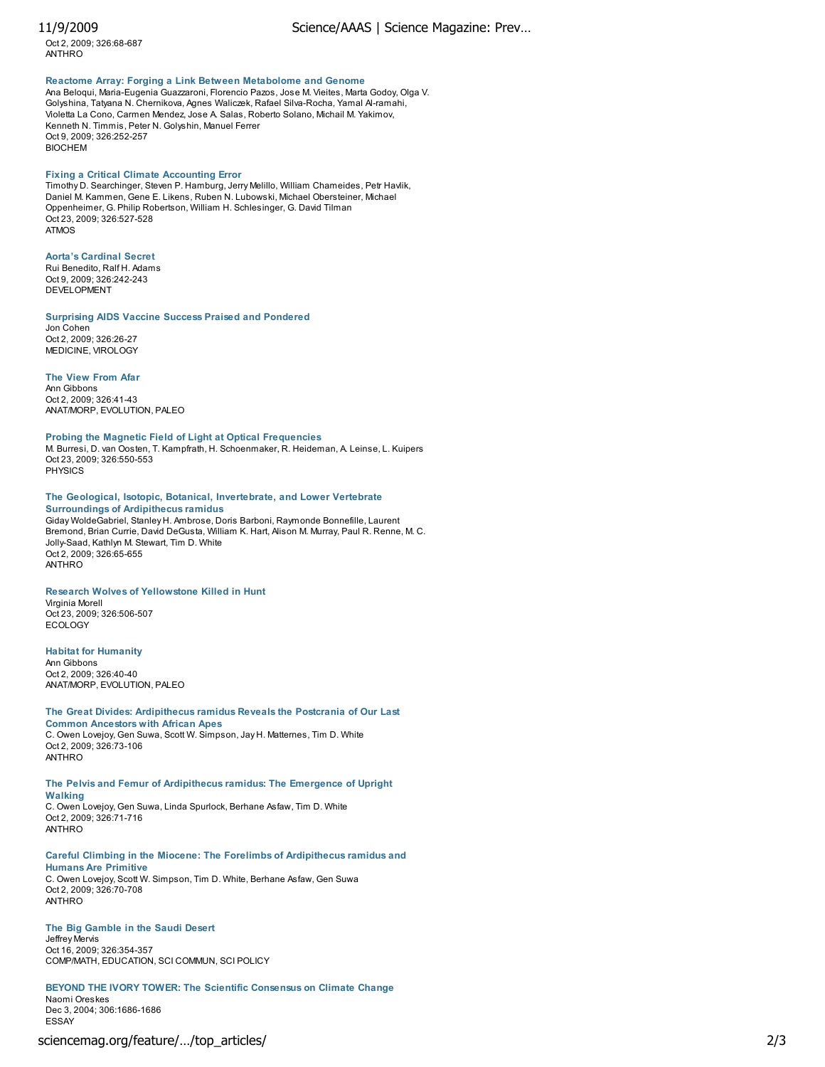Oct 2, 2009; 326:68-687
ANTHRO

**Reactome Array: Forging a Link Between Metabolome and Genome**
Ana Beloqui, Maria-Eugenia Guazzaroni, Florencio Pazos, Jose M. Vieites, Marta Godoy, Olga V. Golyshina, Tatyana N. Chernikova, Agnes Waliczek, Rafael Silva-Rocha, Yamal Al-ramahi, Violetta La Cono, Carmen Mendez, Jose A. Salas, Roberto Solano, Michail M. Yakimov, Kenneth N. Timmis, Peter N. Golyshin, Manuel Ferrer
Oct 9, 2009; 326:252-257
BIOCHEM

**Fixing a Critical Climate Accounting Error**
Timothy D. Searchinger, Steven P. Hamburg, Jerry Melillo, William Chameides, Petr Havlik, Daniel M. Kammen, Gene E. Likens, Ruben N. Lubowski, Michael Obersteiner, Michael Oppenheimer, G. Philip Robertson, William H. Schlesinger, G. David Tilman
Oct 23, 2009; 326:527-528
ATMOS

**Aorta's Cardinal Secret**
Rui Benedito, Ralf H. Adams
Oct 9, 2009; 326:242-243
DEVELOPMENT

**Surprising AIDS Vaccine Success Praised and Pondered**
Jon Cohen
Oct 2, 2009; 326:26-27
MEDICINE, VIROLOGY

**The View From Afar**
Ann Gibbons
Oct 2, 2009; 326:41-43
ANAT/MORP, EVOLUTION, PALEO

**Probing the Magnetic Field of Light at Optical Frequencies**
M. Burresi, D. van Oosten, T. Kampfrath, H. Schoenmaker, R. Heideman, A. Leinse, L. Kuipers
Oct 23, 2009; 326:550-553
PHYSICS

**The Geological, Isotopic, Botanical, Invertebrate, and Lower Vertebrate Surroundings of Ardipithecus ramidus**
Giday WoldeGabriel, Stanley H. Ambrose, Doris Barboni, Raymonde Bonnefille, Laurent Bremond, Brian Currie, David DeGusta, William K. Hart, Alison M. Murray, Paul R. Renne, M. C. Jolly-Saad, Kathlyn M. Stewart, Tim D. White
Oct 2, 2009; 326:65-655
ANTHRO

**Research Wolves of Yellowstone Killed in Hunt**
Virginia Morell
Oct 23, 2009; 326:506-507
ECOLOGY

**Habitat for Humanity**
Ann Gibbons
Oct 2, 2009; 326:40-40
ANAT/MORP, EVOLUTION, PALEO

**The Great Divides: Ardipithecus ramidus Reveals the Postcrania of Our Last Common Ancestors with African Apes**
C. Owen Lovejoy, Gen Suwa, Scott W. Simpson, Jay H. Matternes, Tim D. White
Oct 2, 2009; 326:73-106
ANTHRO

**The Pelvis and Femur of Ardipithecus ramidus: The Emergence of Upright Walking**
C. Owen Lovejoy, Gen Suwa, Linda Spurlock, Berhane Asfaw, Tim D. White
Oct 2, 2009; 326:71-716
ANTHRO

**Careful Climbing in the Miocene: The Forelimbs of Ardipithecus ramidus and Humans Are Primitive**
C. Owen Lovejoy, Scott W. Simpson, Tim D. White, Berhane Asfaw, Gen Suwa
Oct 2, 2009; 326:70-708
ANTHRO

**The Big Gamble in the Saudi Desert**
Jeffrey Mervis
Oct 16, 2009; 326:354-357
COMP/MATH, EDUCATION, SCI COMMUN, SCI POLICY

**BEYOND THE IVORY TOWER: The Scientific Consensus on Climate Change**
Naomi Oreskes
Dec 3, 2004; 306:1686-1686
ESSAY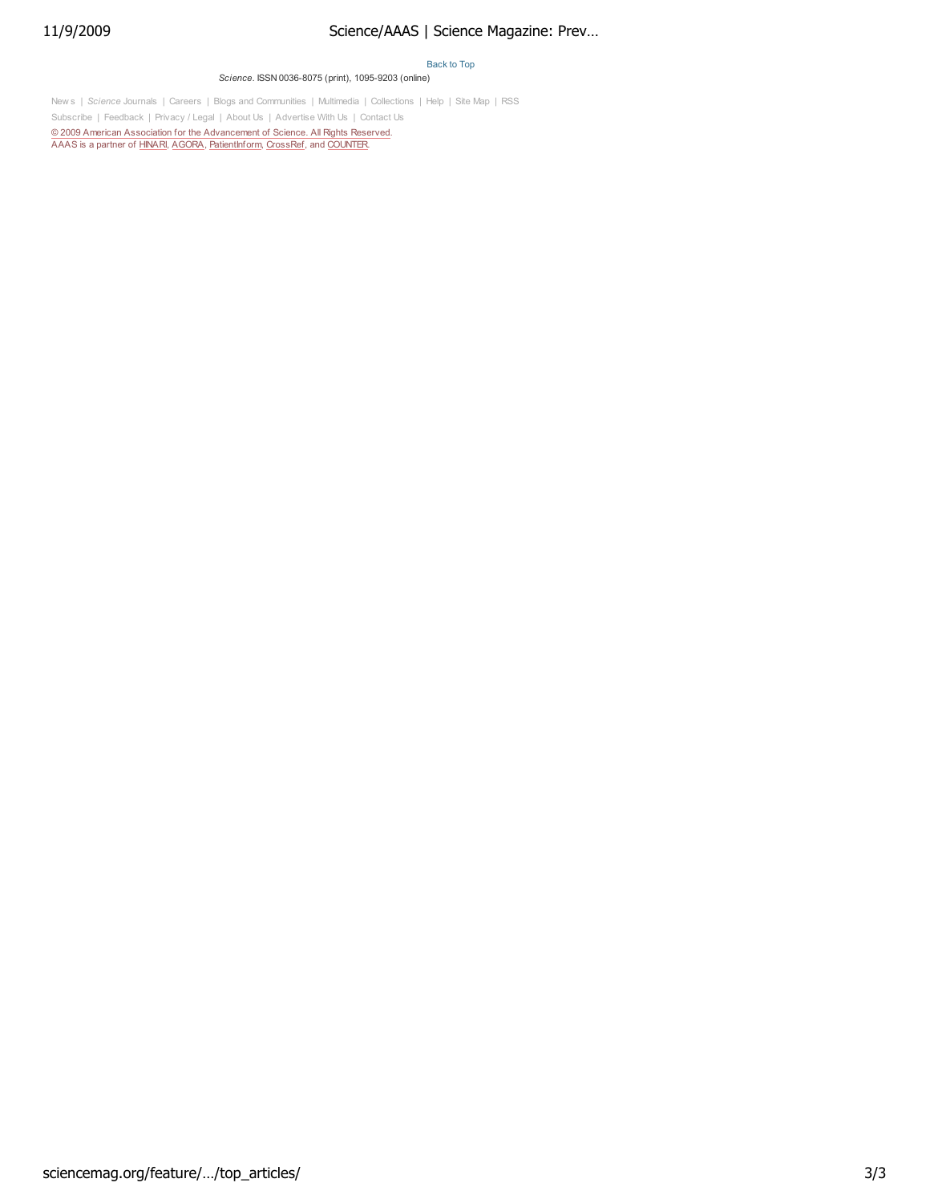Back to Top

*Science*. ISSN 0036-8075 (print), 1095-9203 (online)

News | *Science* Journals | Careers | Blogs and Communities | Multimedia | Collections | Help | Site Map | RSS

Subscribe | Feedback | Privacy / Legal | About Us | Advertise With Us | Contact Us

© 2009 American Association for the Advancement of Science. All Rights Reserved.
AAAS is a partner of HINARI, AGORA, PatientInform, CrossRef, and COUNTER.